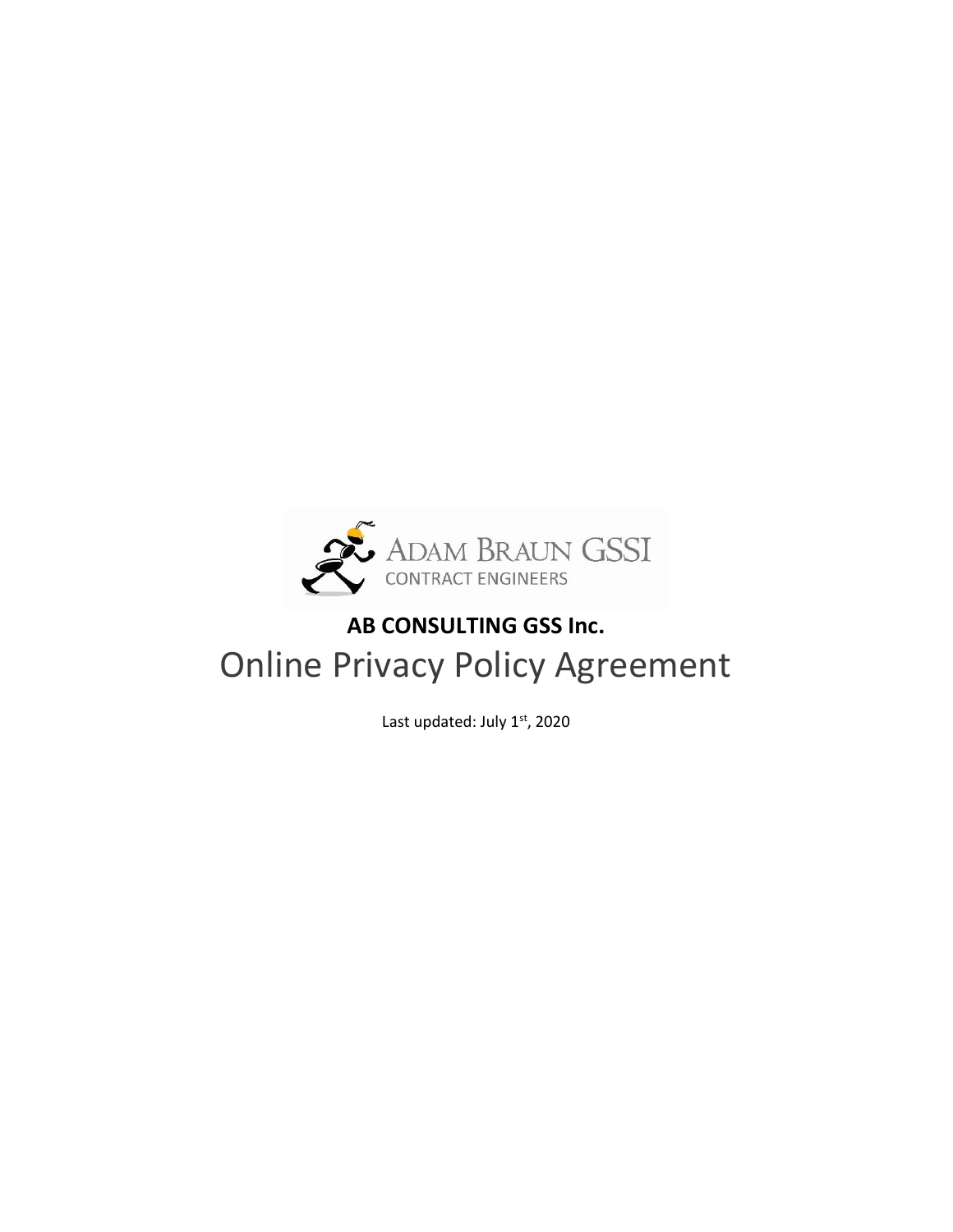ADAM BRAUN GSSI
CONTRACT ENGINEERS

**AB CONSULTING GSS Inc.**

# Online Privacy Policy Agreement

Last updated: July 1st, 2020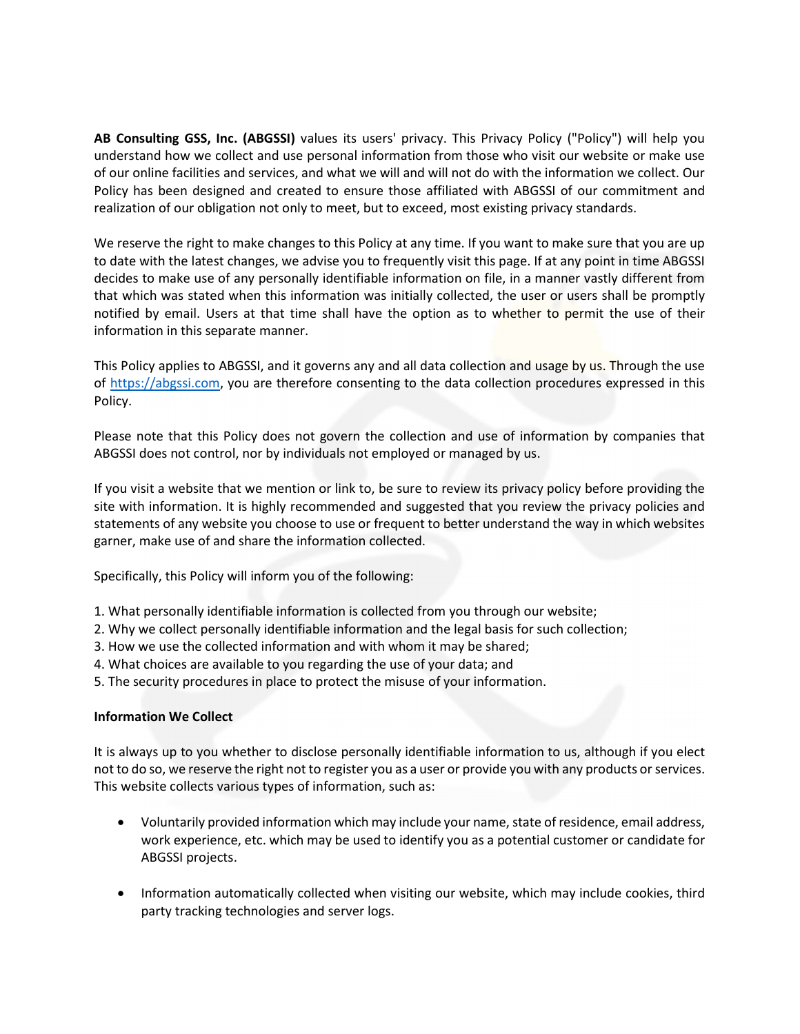**AB Consulting GSS, Inc. (ABGSSI)** values its users' privacy. This Privacy Policy ("Policy") will help you understand how we collect and use personal information from those who visit our website or make use of our online facilities and services, and what we will and will not do with the information we collect. Our Policy has been designed and created to ensure those affiliated with ABGSSI of our commitment and realization of our obligation not only to meet, but to exceed, most existing privacy standards.

We reserve the right to make changes to this Policy at any time. If you want to make sure that you are up to date with the latest changes, we advise you to frequently visit this page. If at any point in time ABGSSI decides to make use of any personally identifiable information on file, in a manner vastly different from that which was stated when this information was initially collected, the user or users shall be promptly notified by email. Users at that time shall have the option as to whether to permit the use of their information in this separate manner.

This Policy applies to ABGSSI, and it governs any and all data collection and usage by us. Through the use of [https://abgssi.com](https://abgssi.com), you are therefore consenting to the data collection procedures expressed in this Policy.

Please note that this Policy does not govern the collection and use of information by companies that ABGSSI does not control, nor by individuals not employed or managed by us.

If you visit a website that we mention or link to, be sure to review its privacy policy before providing the site with information. It is highly recommended and suggested that you review the privacy policies and statements of any website you choose to use or frequent to better understand the way in which websites garner, make use of and share the information collected.

Specifically, this Policy will inform you of the following:

1. What personally identifiable information is collected from you through our website;
2. Why we collect personally identifiable information and the legal basis for such collection;
3. How we use the collected information and with whom it may be shared;
4. What choices are available to you regarding the use of your data; and
5. The security procedures in place to protect the misuse of your information.

**Information We Collect**

It is always up to you whether to disclose personally identifiable information to us, although if you elect not to do so, we reserve the right not to register you as a user or provide you with any products or services. This website collects various types of information, such as:

- Voluntarily provided information which may include your name, state of residence, email address, work experience, etc. which may be used to identify you as a potential customer or candidate for ABGSSI projects.

- Information automatically collected when visiting our website, which may include cookies, third party tracking technologies and server logs.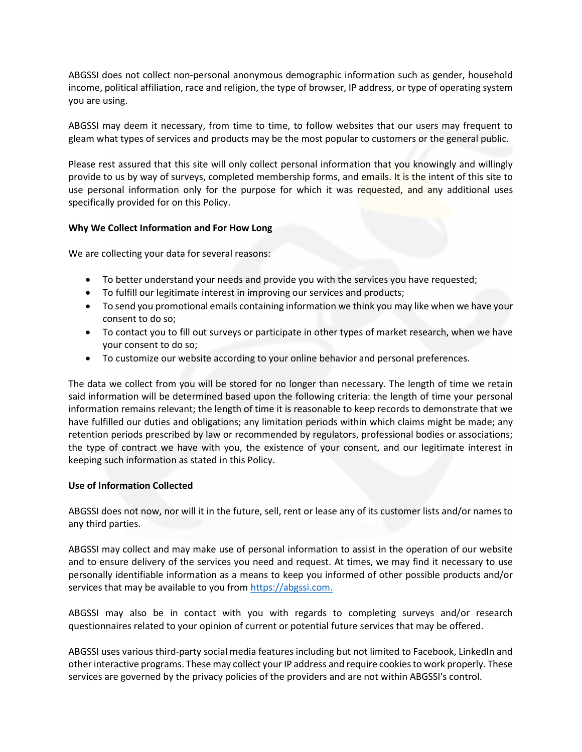ABGSSI does not collect non-personal anonymous demographic information such as gender, household income, political affiliation, race and religion, the type of browser, IP address, or type of operating system you are using.

ABGSSI may deem it necessary, from time to time, to follow websites that our users may frequent to gleam what types of services and products may be the most popular to customers or the general public.

Please rest assured that this site will only collect personal information that you knowingly and willingly provide to us by way of surveys, completed membership forms, and emails. It is the intent of this site to use personal information only for the purpose for which it was requested, and any additional uses specifically provided for on this Policy.

**Why We Collect Information and For How Long**

We are collecting your data for several reasons:

- To better understand your needs and provide you with the services you have requested;
- To fulfill our legitimate interest in improving our services and products;
- To send you promotional emails containing information we think you may like when we have your consent to do so;
- To contact you to fill out surveys or participate in other types of market research, when we have your consent to do so;
- To customize our website according to your online behavior and personal preferences.

The data we collect from you will be stored for no longer than necessary. The length of time we retain said information will be determined based upon the following criteria: the length of time your personal information remains relevant; the length of time it is reasonable to keep records to demonstrate that we have fulfilled our duties and obligations; any limitation periods within which claims might be made; any retention periods prescribed by law or recommended by regulators, professional bodies or associations; the type of contract we have with you, the existence of your consent, and our legitimate interest in keeping such information as stated in this Policy.

**Use of Information Collected**

ABGSSI does not now, nor will it in the future, sell, rent or lease any of its customer lists and/or names to any third parties.

ABGSSI may collect and may make use of personal information to assist in the operation of our website and to ensure delivery of the services you need and request. At times, we may find it necessary to use personally identifiable information as a means to keep you informed of other possible products and/or services that may be available to you from https://abgssi.com.

ABGSSI may also be in contact with you with regards to completing surveys and/or research questionnaires related to your opinion of current or potential future services that may be offered.

ABGSSI uses various third-party social media features including but not limited to Facebook, LinkedIn and other interactive programs. These may collect your IP address and require cookies to work properly. These services are governed by the privacy policies of the providers and are not within ABGSSI's control.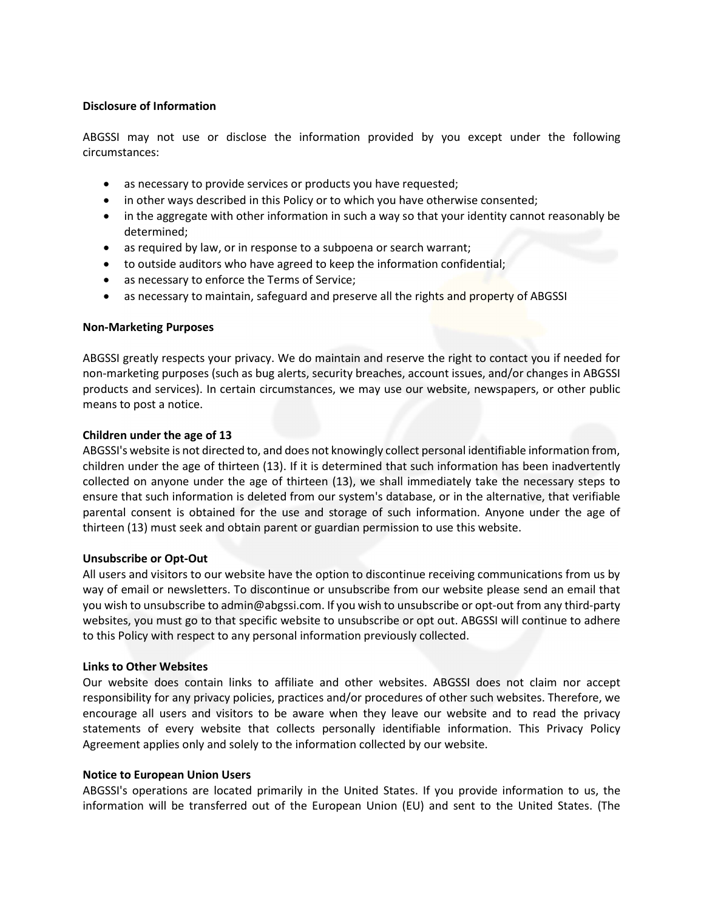**Disclosure of Information**

ABGSSI may not use or disclose the information provided by you except under the following circumstances:

- as necessary to provide services or products you have requested;
- in other ways described in this Policy or to which you have otherwise consented;
- in the aggregate with other information in such a way so that your identity cannot reasonably be determined;
- as required by law, or in response to a subpoena or search warrant;
- to outside auditors who have agreed to keep the information confidential;
- as necessary to enforce the Terms of Service;
- as necessary to maintain, safeguard and preserve all the rights and property of ABGSSI

**Non-Marketing Purposes**

ABGSSI greatly respects your privacy. We do maintain and reserve the right to contact you if needed for non-marketing purposes (such as bug alerts, security breaches, account issues, and/or changes in ABGSSI products and services). In certain circumstances, we may use our website, newspapers, or other public means to post a notice.

**Children under the age of 13**

ABGSSI's website is not directed to, and does not knowingly collect personal identifiable information from, children under the age of thirteen (13). If it is determined that such information has been inadvertently collected on anyone under the age of thirteen (13), we shall immediately take the necessary steps to ensure that such information is deleted from our system's database, or in the alternative, that verifiable parental consent is obtained for the use and storage of such information. Anyone under the age of thirteen (13) must seek and obtain parent or guardian permission to use this website.

**Unsubscribe or Opt-Out**

All users and visitors to our website have the option to discontinue receiving communications from us by way of email or newsletters. To discontinue or unsubscribe from our website please send an email that you wish to unsubscribe to admin@abgssi.com. If you wish to unsubscribe or opt-out from any third-party websites, you must go to that specific website to unsubscribe or opt out. ABGSSI will continue to adhere to this Policy with respect to any personal information previously collected.

**Links to Other Websites**

Our website does contain links to affiliate and other websites. ABGSSI does not claim nor accept responsibility for any privacy policies, practices and/or procedures of other such websites. Therefore, we encourage all users and visitors to be aware when they leave our website and to read the privacy statements of every website that collects personally identifiable information. This Privacy Policy Agreement applies only and solely to the information collected by our website.

**Notice to European Union Users**

ABGSSI's operations are located primarily in the United States. If you provide information to us, the information will be transferred out of the European Union (EU) and sent to the United States. (The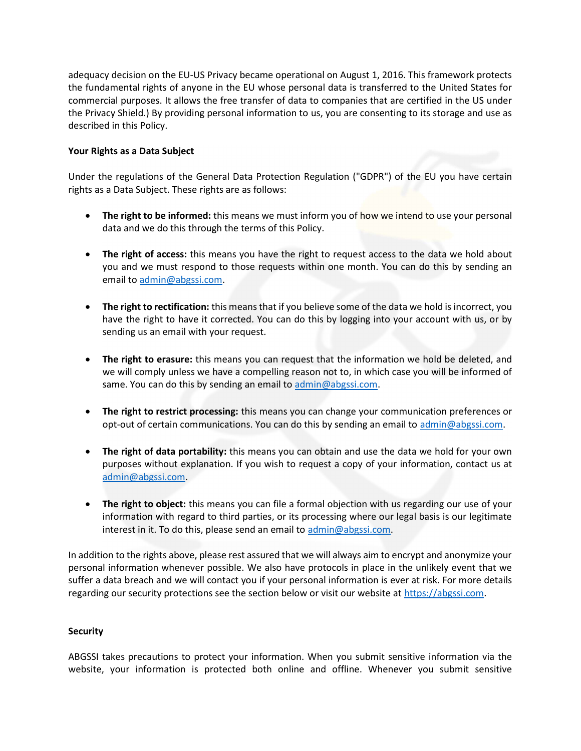adequacy decision on the EU-US Privacy became operational on August 1, 2016. This framework protects the fundamental rights of anyone in the EU whose personal data is transferred to the United States for commercial purposes. It allows the free transfer of data to companies that are certified in the US under the Privacy Shield.) By providing personal information to us, you are consenting to its storage and use as described in this Policy.

**Your Rights as a Data Subject**

Under the regulations of the General Data Protection Regulation ("GDPR") of the EU you have certain rights as a Data Subject. These rights are as follows:

- **The right to be informed:** this means we must inform you of how we intend to use your personal data and we do this through the terms of this Policy.
- **The right of access:** this means you have the right to request access to the data we hold about you and we must respond to those requests within one month. You can do this by sending an email to admin@abgssi.com.
- **The right to rectification:** this means that if you believe some of the data we hold is incorrect, you have the right to have it corrected. You can do this by logging into your account with us, or by sending us an email with your request.
- **The right to erasure:** this means you can request that the information we hold be deleted, and we will comply unless we have a compelling reason not to, in which case you will be informed of same. You can do this by sending an email to admin@abgssi.com.
- **The right to restrict processing:** this means you can change your communication preferences or opt-out of certain communications. You can do this by sending an email to admin@abgssi.com.
- **The right of data portability:** this means you can obtain and use the data we hold for your own purposes without explanation. If you wish to request a copy of your information, contact us at admin@abgssi.com.
- **The right to object:** this means you can file a formal objection with us regarding our use of your information with regard to third parties, or its processing where our legal basis is our legitimate interest in it. To do this, please send an email to admin@abgssi.com.

In addition to the rights above, please rest assured that we will always aim to encrypt and anonymize your personal information whenever possible. We also have protocols in place in the unlikely event that we suffer a data breach and we will contact you if your personal information is ever at risk. For more details regarding our security protections see the section below or visit our website at https://abgssi.com.

**Security**

ABGSSI takes precautions to protect your information. When you submit sensitive information via the website, your information is protected both online and offline. Whenever you submit sensitive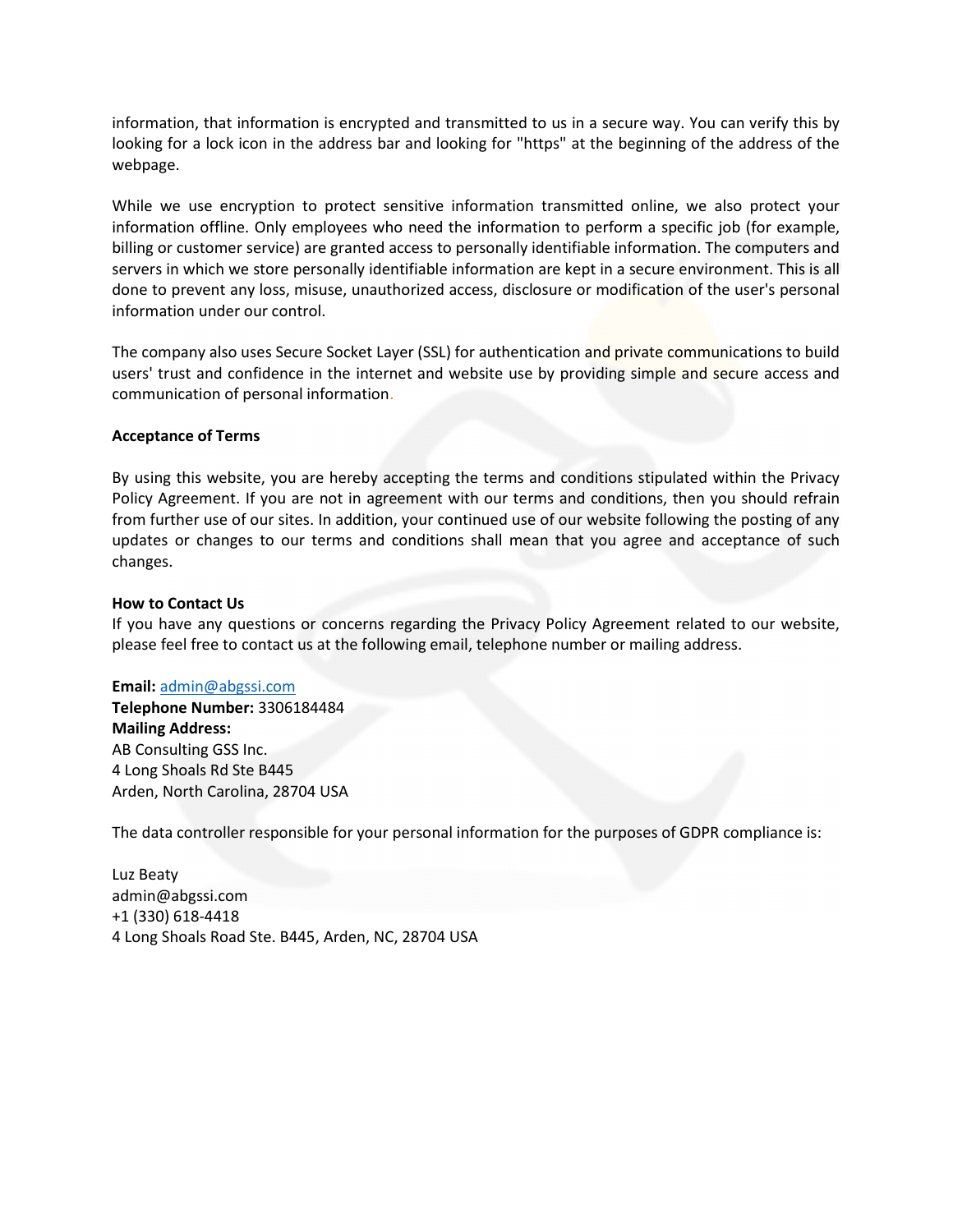information, that information is encrypted and transmitted to us in a secure way. You can verify this by looking for a lock icon in the address bar and looking for "https" at the beginning of the address of the webpage.

While we use encryption to protect sensitive information transmitted online, we also protect your information offline. Only employees who need the information to perform a specific job (for example, billing or customer service) are granted access to personally identifiable information. The computers and servers in which we store personally identifiable information are kept in a secure environment. This is all done to prevent any loss, misuse, unauthorized access, disclosure or modification of the user's personal information under our control.

The company also uses Secure Socket Layer (SSL) for authentication and private communications to build users' trust and confidence in the internet and website use by providing simple and secure access and communication of personal information.

**Acceptance of Terms**

By using this website, you are hereby accepting the terms and conditions stipulated within the Privacy Policy Agreement. If you are not in agreement with our terms and conditions, then you should refrain from further use of our sites. In addition, your continued use of our website following the posting of any updates or changes to our terms and conditions shall mean that you agree and acceptance of such changes.

**How to Contact Us**

If you have any questions or concerns regarding the Privacy Policy Agreement related to our website, please feel free to contact us at the following email, telephone number or mailing address.

**Email:** admin@abgssi.com
**Telephone Number:** 3306184484
**Mailing Address:**
AB Consulting GSS Inc.
4 Long Shoals Rd Ste B445
Arden, North Carolina, 28704 USA

The data controller responsible for your personal information for the purposes of GDPR compliance is:

Luz Beaty
admin@abgssi.com
+1 (330) 618-4418
4 Long Shoals Road Ste. B445, Arden, NC, 28704 USA